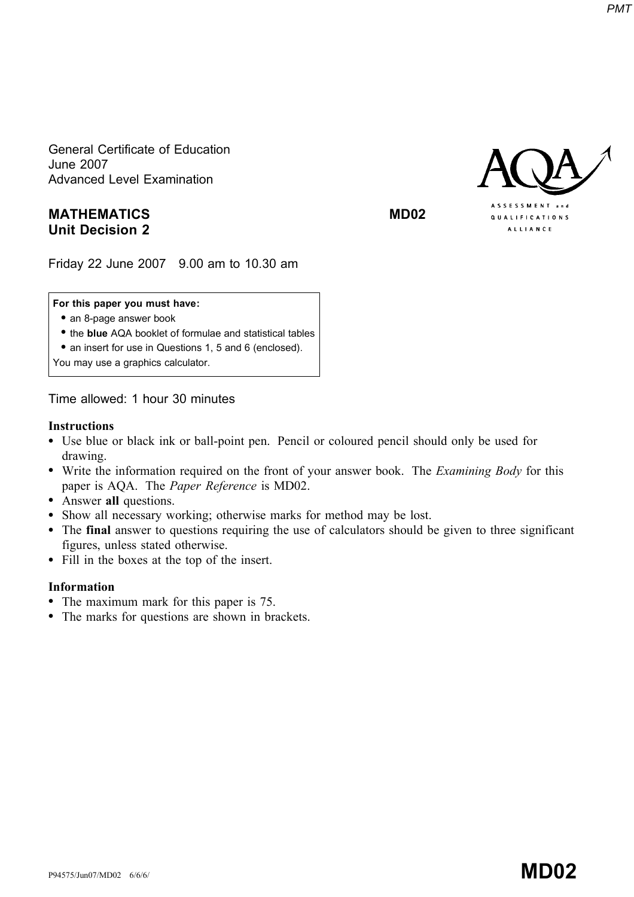General Certificate of Education
June 2007
Advanced Level Examination

**MATHEMATICS** **MD02**
**Unit Decision 2**

Friday 22 June 2007 9.00 am to 10.30 am

> **For this paper you must have:**
> - an 8-page answer book
> - the **blue** AQA booklet of formulae and statistical tables
> - an insert for use in Questions 1, 5 and 6 (enclosed).
>
> You may use a graphics calculator.

Time allowed: 1 hour 30 minutes

**Instructions**

- Use blue or black ink or ball-point pen. Pencil or coloured pencil should only be used for drawing.
- Write the information required on the front of your answer book. The *Examining Body* for this paper is AQA. The *Paper Reference* is MD02.
- Answer **all** questions.
- Show all necessary working; otherwise marks for method may be lost.
- The **final** answer to questions requiring the use of calculators should be given to three significant figures, unless stated otherwise.
- Fill in the boxes at the top of the insert.

**Information**

- The maximum mark for this paper is 75.
- The marks for questions are shown in brackets.

P94575/Jun07/MD02 6/6/6/ **MD02**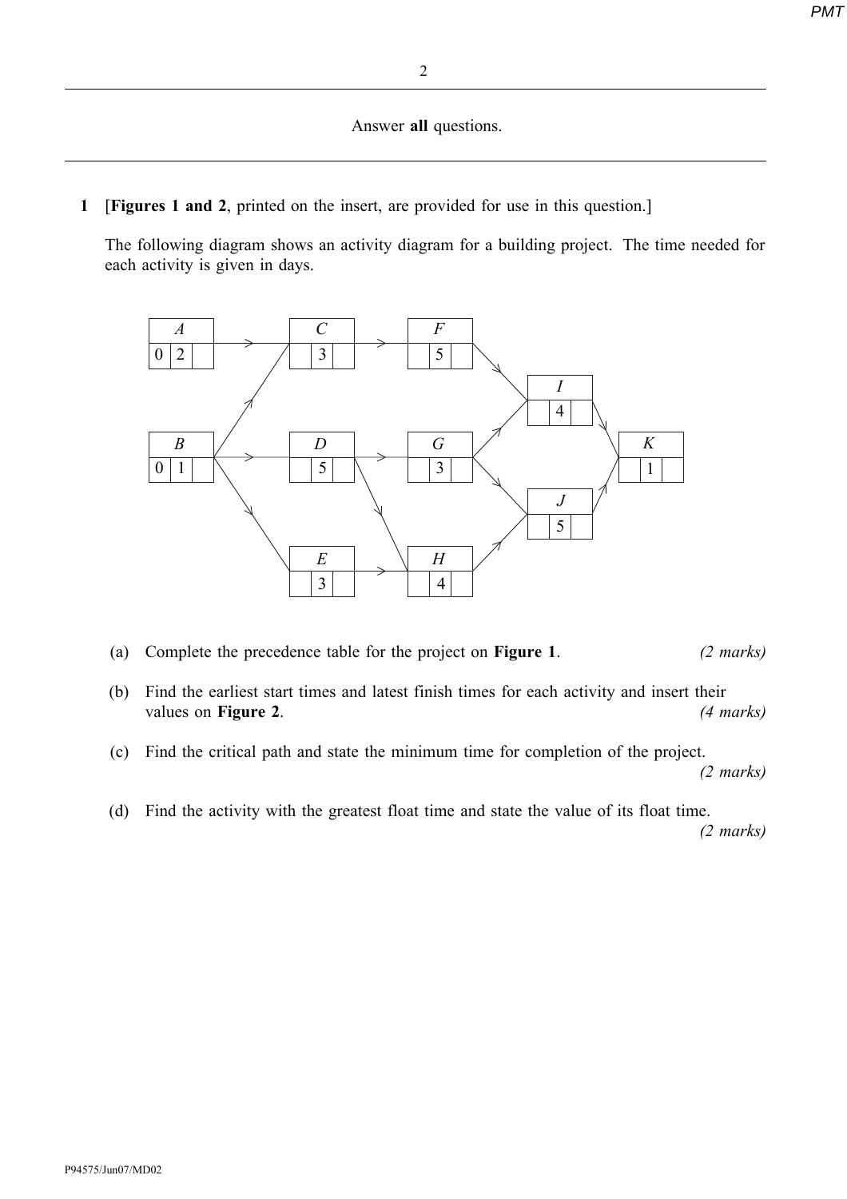Answer **all** questions.

**1** [**Figures 1 and 2**, printed on the insert, are provided for use in this question.]

The following diagram shows an activity diagram for a building project. The time needed for each activity is given in days.

(a) Complete the precedence table for the project on **Figure 1**. *(2 marks)*

(b) Find the earliest start times and latest finish times for each activity and insert their values on **Figure 2**. *(4 marks)*

(c) Find the critical path and state the minimum time for completion of the project. *(2 marks)*

(d) Find the activity with the greatest float time and state the value of its float time. *(2 marks)*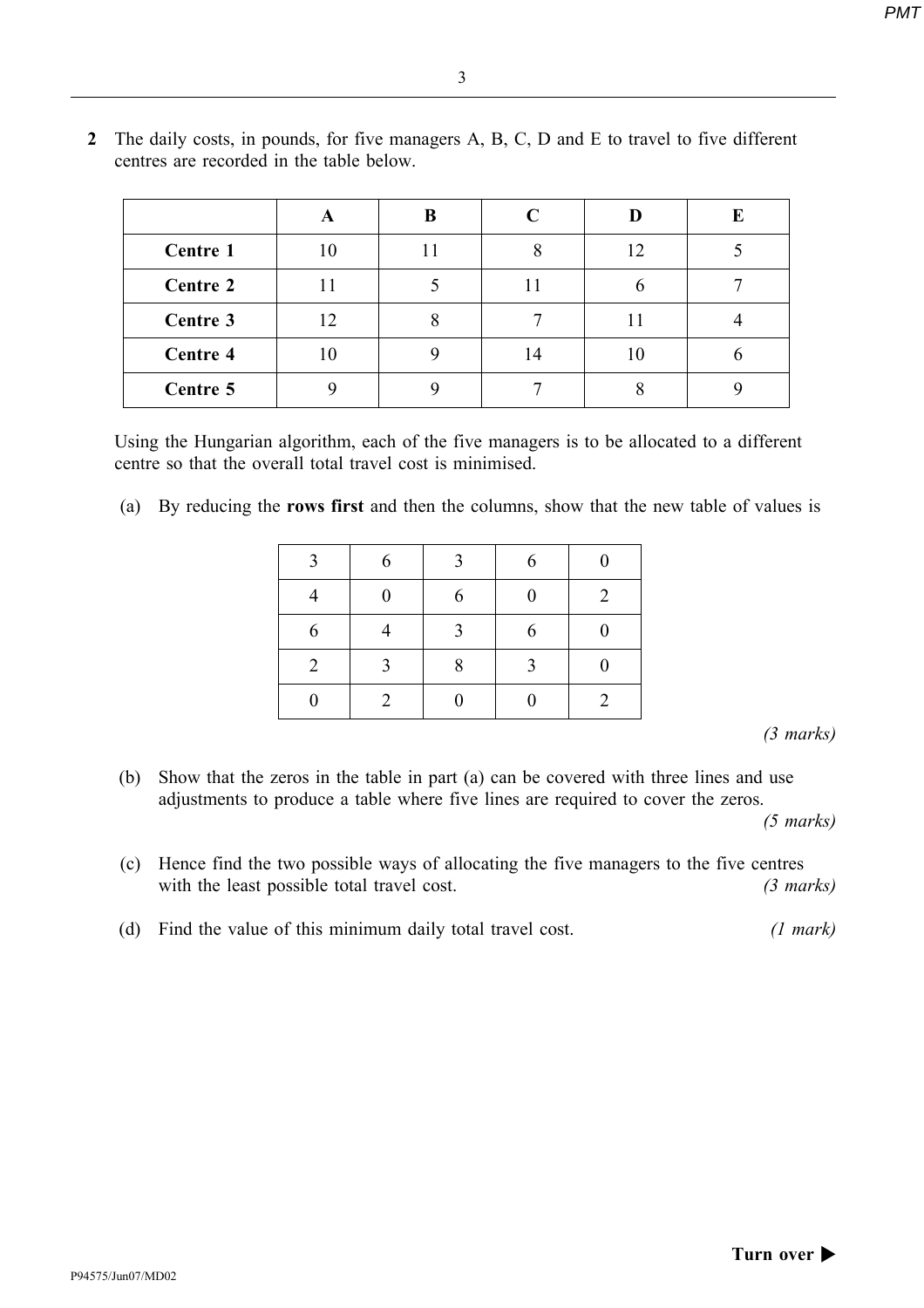**2** The daily costs, in pounds, for five managers A, B, C, D and E to travel to five different centres are recorded in the table below.

| | A | B | C | D | E |
|---|---|---|---|---|---|
| **Centre 1** | 10 | 11 | 8 | 12 | 5 |
| **Centre 2** | 11 | 5 | 11 | 6 | 7 |
| **Centre 3** | 12 | 8 | 7 | 11 | 4 |
| **Centre 4** | 10 | 9 | 14 | 10 | 6 |
| **Centre 5** | 9 | 9 | 7 | 8 | 9 |

Using the Hungarian algorithm, each of the five managers is to be allocated to a different centre so that the overall total travel cost is minimised.

(a) By reducing the **rows first** and then the columns, show that the new table of values is

| | | | | |
|---|---|---|---|---|
| 3 | 6 | 3 | 6 | 0 |
| 4 | 0 | 6 | 0 | 2 |
| 6 | 4 | 3 | 6 | 0 |
| 2 | 3 | 8 | 3 | 0 |
| 0 | 2 | 0 | 0 | 2 |

*(3 marks)*

(b) Show that the zeros in the table in part (a) can be covered with three lines and use adjustments to produce a table where five lines are required to cover the zeros. *(5 marks)*

(c) Hence find the two possible ways of allocating the five managers to the five centres with the least possible total travel cost. *(3 marks)*

(d) Find the value of this minimum daily total travel cost. *(1 mark)*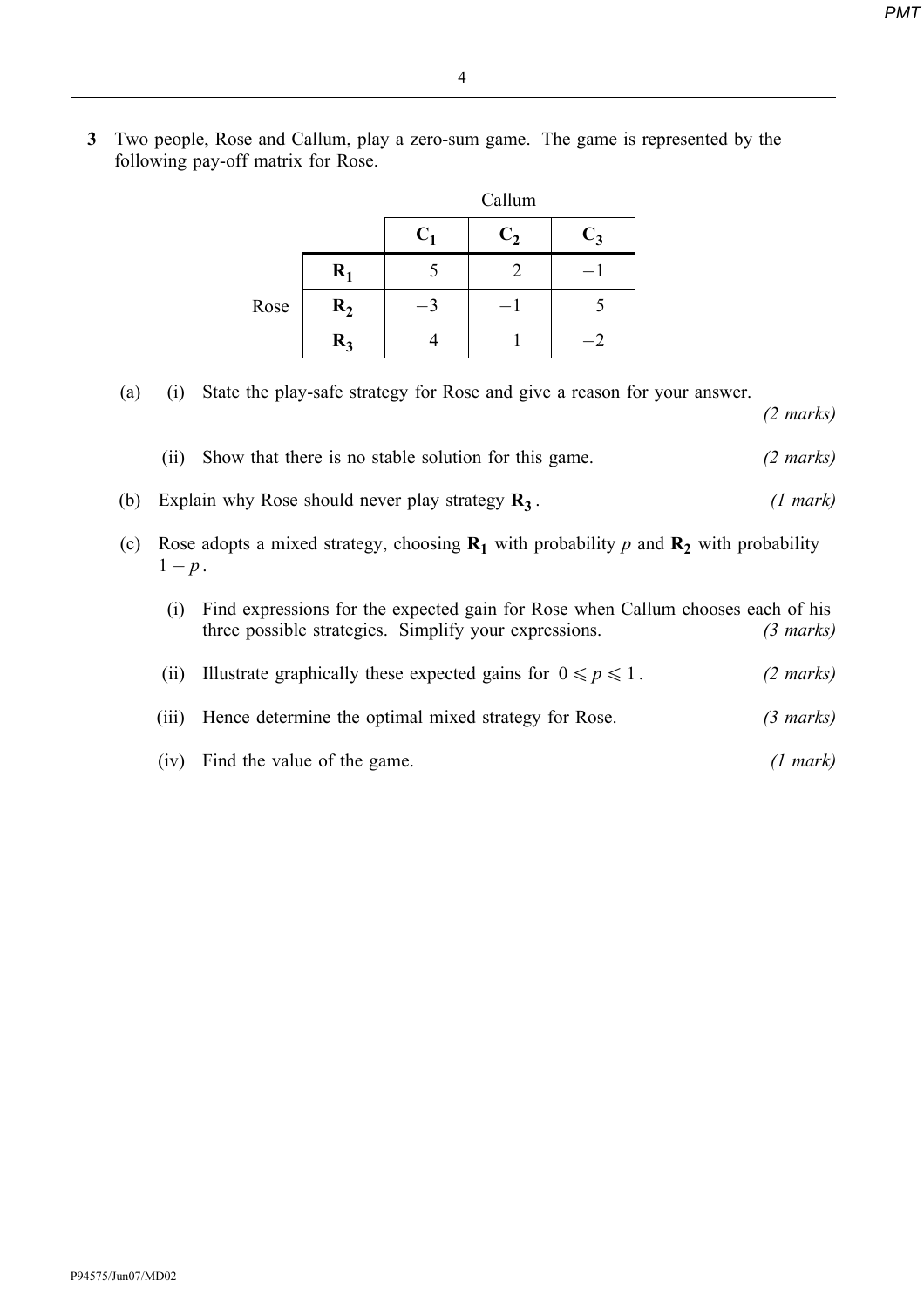**3** Two people, Rose and Callum, play a zero-sum game. The game is represented by the following pay-off matrix for Rose.

| | | Callum | | |
|---|---|---|---|---|
| | | $\mathbf{C_1}$ | $\mathbf{C_2}$ | $\mathbf{C_3}$ |
| Rose | $\mathbf{R_1}$ | 5 | 2 | $-1$ |
| | $\mathbf{R_2}$ | $-3$ | $-1$ | 5 |
| | $\mathbf{R_3}$ | 4 | 1 | $-2$ |

(a) (i) State the play-safe strategy for Rose and give a reason for your answer. *(2 marks)*

(ii) Show that there is no stable solution for this game. *(2 marks)*

(b) Explain why Rose should never play strategy $\mathbf{R_3}$. *(1 mark)*

(c) Rose adopts a mixed strategy, choosing $\mathbf{R_1}$ with probability $p$ and $\mathbf{R_2}$ with probability $1 - p$.

(i) Find expressions for the expected gain for Rose when Callum chooses each of his three possible strategies. Simplify your expressions. *(3 marks)*

(ii) Illustrate graphically these expected gains for $0 \leqslant p \leqslant 1$. *(2 marks)*

(iii) Hence determine the optimal mixed strategy for Rose. *(3 marks)*

(iv) Find the value of the game. *(1 mark)*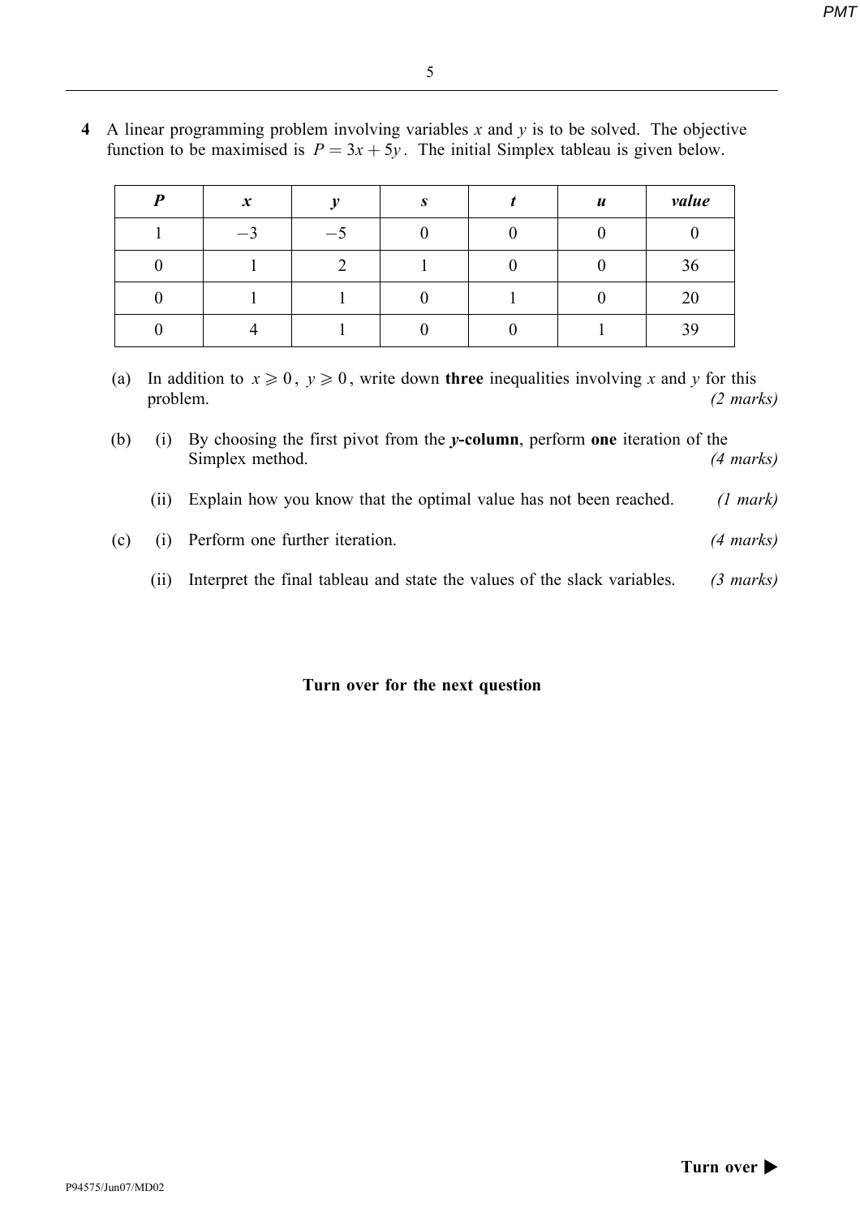**4** A linear programming problem involving variables $x$ and $y$ is to be solved. The objective function to be maximised is $P = 3x + 5y$. The initial Simplex tableau is given below.

| $P$ | $x$ | $y$ | $s$ | $t$ | $u$ | *value* |
|---|---|---|---|---|---|---|
| 1 | $-3$ | $-5$ | 0 | 0 | 0 | 0 |
| 0 | 1 | 2 | 1 | 0 | 0 | 36 |
| 0 | 1 | 1 | 0 | 1 | 0 | 20 |
| 0 | 4 | 1 | 0 | 0 | 1 | 39 |

(a) In addition to $x \geqslant 0$, $y \geqslant 0$, write down **three** inequalities involving $x$ and $y$ for this problem. *(2 marks)*

(b) (i) By choosing the first pivot from the ***y*-column**, perform **one** iteration of the Simplex method. *(4 marks)*

(ii) Explain how you know that the optimal value has not been reached. *(1 mark)*

(c) (i) Perform one further iteration. *(4 marks)*

(ii) Interpret the final tableau and state the values of the slack variables. *(3 marks)*

**Turn over for the next question**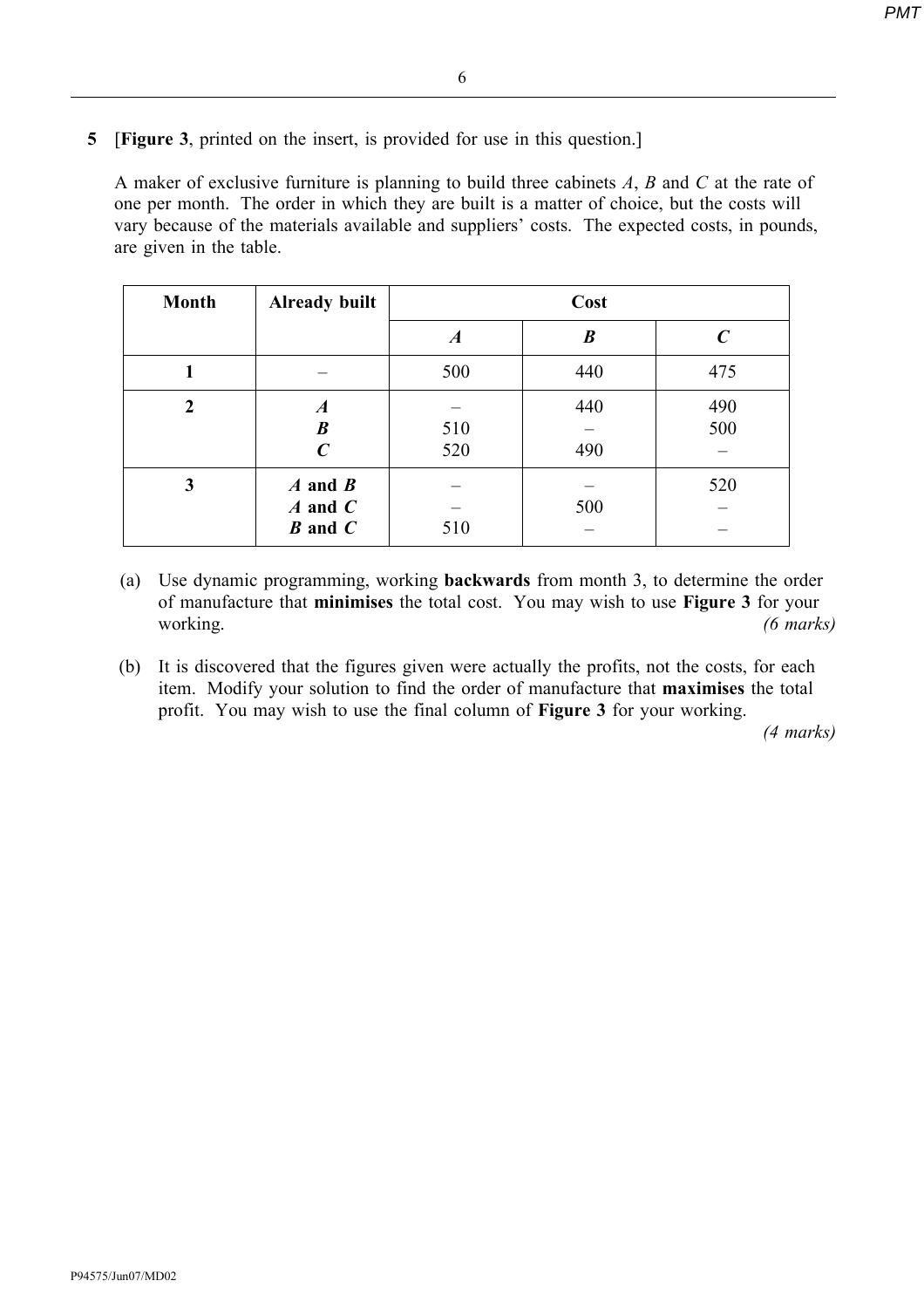**5** [**Figure 3**, printed on the insert, is provided for use in this question.]

A maker of exclusive furniture is planning to build three cabinets $A$, $B$ and $C$ at the rate of one per month. The order in which they are built is a matter of choice, but the costs will vary because of the materials available and suppliers' costs. The expected costs, in pounds, are given in the table.

| **Month** | **Already built** | **Cost** | | |
|---|---|---|---|---|
| | | ***A*** | ***B*** | ***C*** |
| **1** | – | 500 | 440 | 475 |
| **2** | ***A*** | – | 440 | 490 |
| | ***B*** | 510 | – | 500 |
| | ***C*** | 520 | 490 | – |
| **3** | ***A* and *B*** | – | – | 520 |
| | ***A* and *C*** | – | 500 | – |
| | ***B* and *C*** | 510 | – | – |

(a) Use dynamic programming, working **backwards** from month 3, to determine the order of manufacture that **minimises** the total cost. You may wish to use **Figure 3** for your working. *(6 marks)*

(b) It is discovered that the figures given were actually the profits, not the costs, for each item. Modify your solution to find the order of manufacture that **maximises** the total profit. You may wish to use the final column of **Figure 3** for your working. *(4 marks)*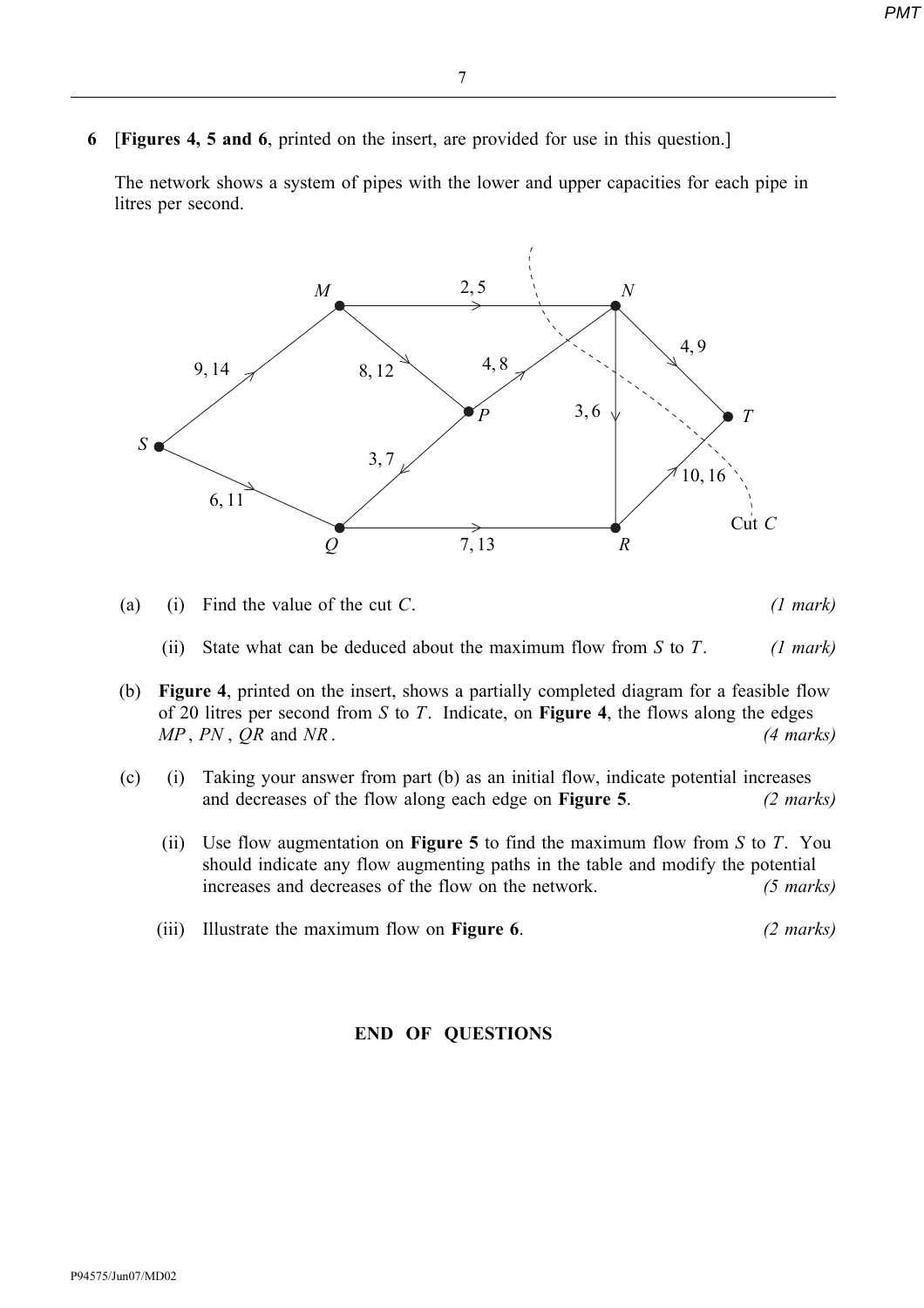**6** [**Figures 4, 5 and 6**, printed on the insert, are provided for use in this question.]

The network shows a system of pipes with the lower and upper capacities for each pipe in litres per second.

(a) (i) Find the value of the cut $C$. *(1 mark)*

(ii) State what can be deduced about the maximum flow from $S$ to $T$. *(1 mark)*

(b) **Figure 4**, printed on the insert, shows a partially completed diagram for a feasible flow of 20 litres per second from $S$ to $T$. Indicate, on **Figure 4**, the flows along the edges $MP$, $PN$, $QR$ and $NR$. *(4 marks)*

(c) (i) Taking your answer from part (b) as an initial flow, indicate potential increases and decreases of the flow along each edge on **Figure 5**. *(2 marks)*

(ii) Use flow augmentation on **Figure 5** to find the maximum flow from $S$ to $T$. You should indicate any flow augmenting paths in the table and modify the potential increases and decreases of the flow on the network. *(5 marks)*

(iii) Illustrate the maximum flow on **Figure 6**. *(2 marks)*

**END OF QUESTIONS**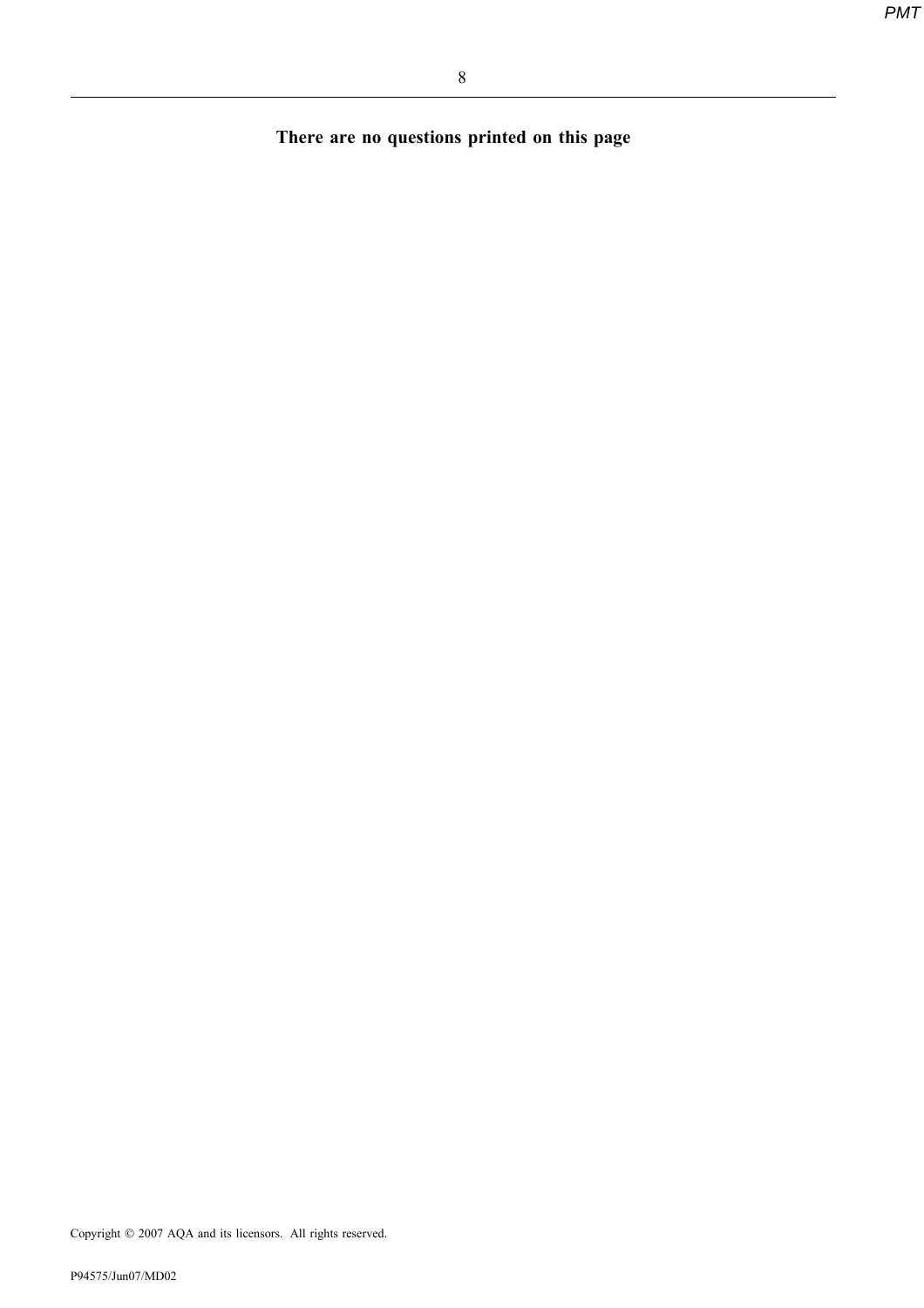**There are no questions printed on this page**

Copyright © 2007 AQA and its licensors. All rights reserved.

P94575/Jun07/MD02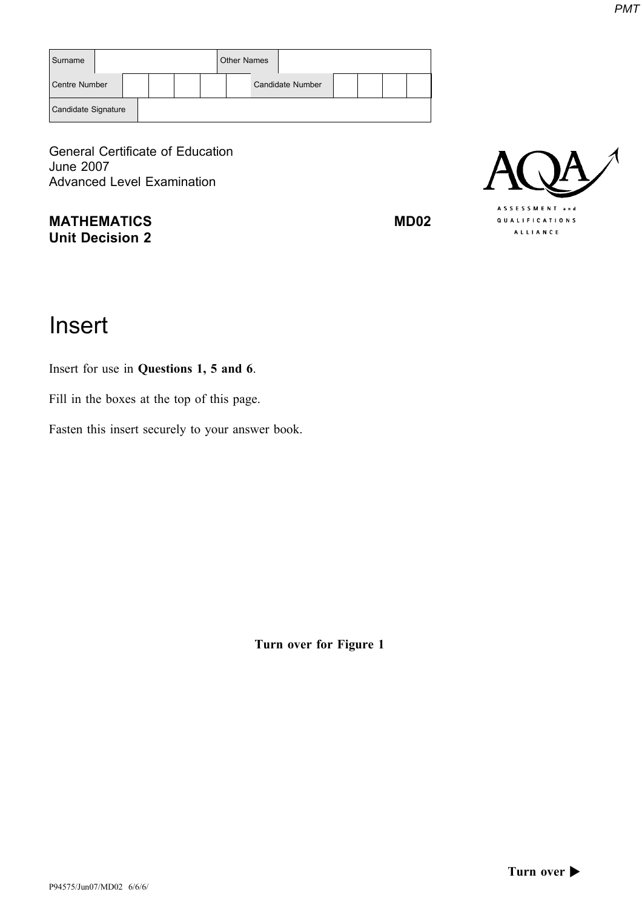| Surname | | Other Names | |
|---|---|---|---|
| Centre Number | | Candidate Number | |
| Candidate Signature | | | |

General Certificate of Education
June 2007
Advanced Level Examination

**MATHEMATICS** **MD02**
**Unit Decision 2**

# Insert

Insert for use in **Questions 1, 5 and 6**.

Fill in the boxes at the top of this page.

Fasten this insert securely to your answer book.

**Turn over for Figure 1**

**Turn over ▶**

P94575/Jun07/MD02 6/6/6/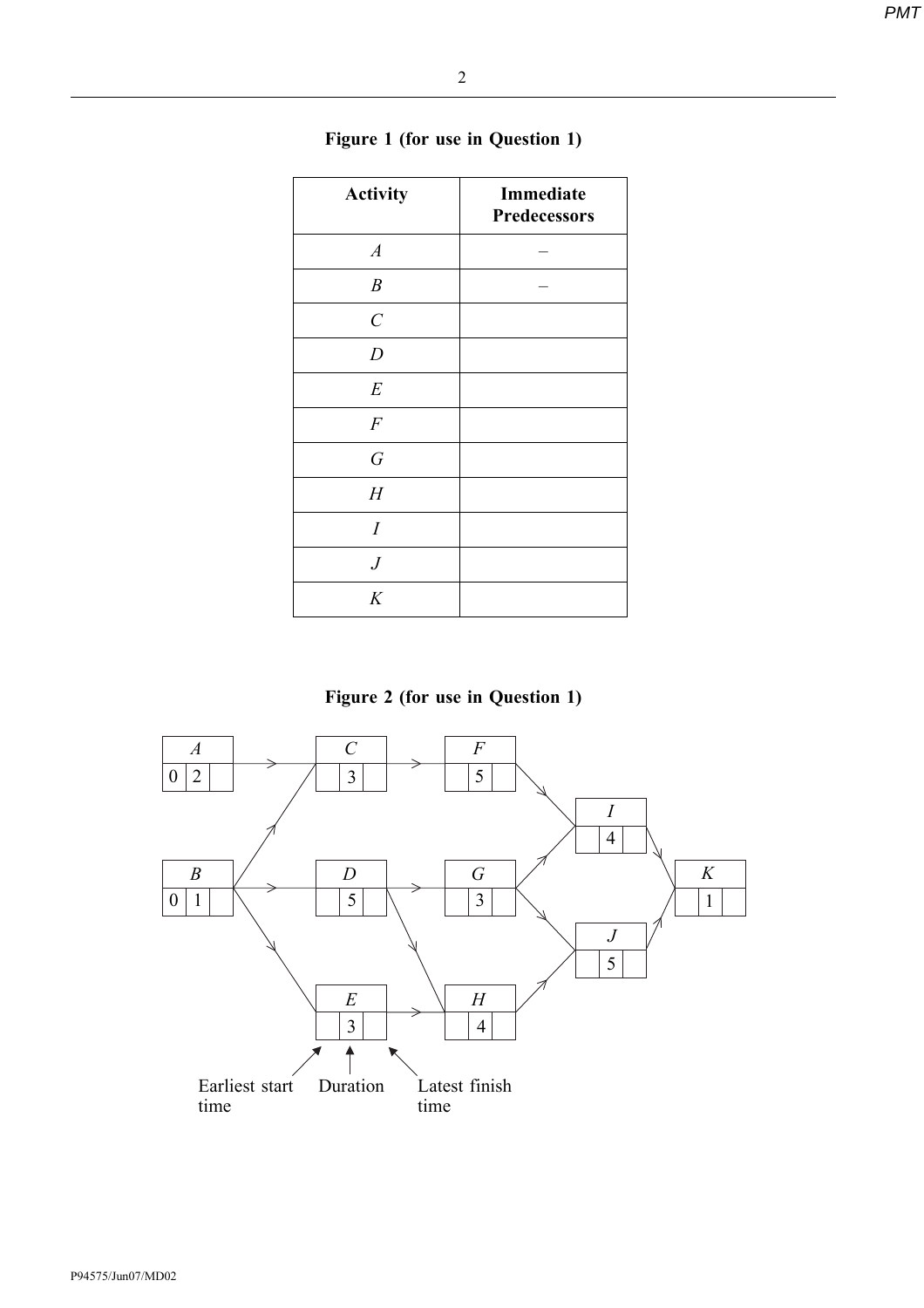**Figure 1 (for use in Question 1)**

| Activity | Immediate Predecessors |
|---|---|
| $A$ | – |
| $B$ | – |
| $C$ | |
| $D$ | |
| $E$ | |
| $F$ | |
| $G$ | |
| $H$ | |
| $I$ | |
| $J$ | |
| $K$ | |

**Figure 2 (for use in Question 1)**

| Activity | Earliest start time | Duration | Latest finish time |
|---|---|---|---|
| $A$ | 0 | 2 | |
| $B$ | 0 | 1 | |
| $C$ | | 3 | |
| $D$ | | 5 | |
| $E$ | | 3 | |
| $F$ | | 5 | |
| $G$ | | 3 | |
| $H$ | | 4 | |
| $I$ | | 4 | |
| $J$ | | 5 | |
| $K$ | | 1 | |

Arrows in the diagram: $A \to C$, $B \to C$, $B \to D$, $B \to E$, $C \to F$, $D \to G$, $D \to H$, $E \to H$, $F \to I$, $G \to I$, $G \to J$, $H \to J$, $I \to K$, $J \to K$.

Earliest start time | Duration | Latest finish time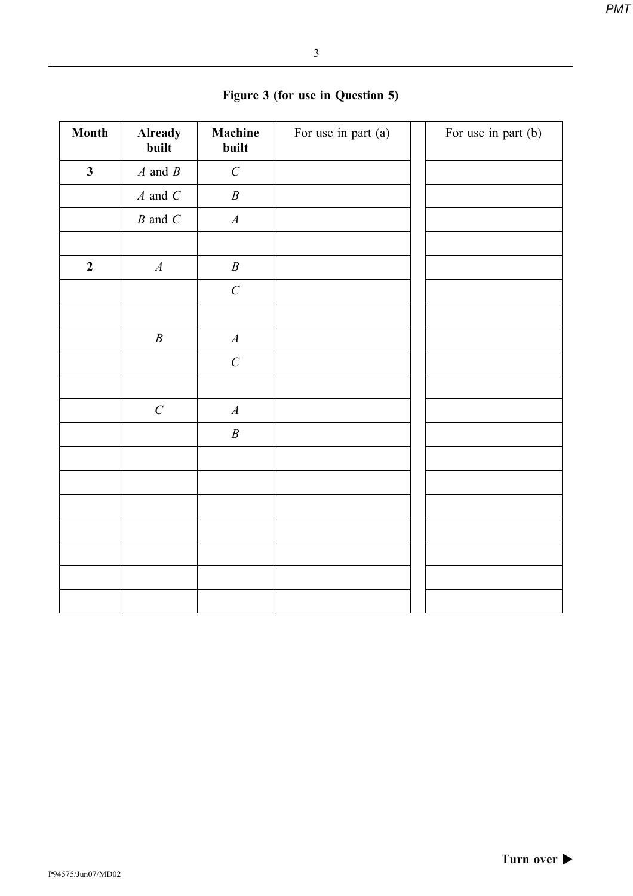**Figure 3 (for use in Question 5)**

| Month | Already built | Machine built | For use in part (a) | | For use in part (b) |
|---|---|---|---|---|---|
| **3** | $A$ and $B$ | $C$ | | | |
| | $A$ and $C$ | $B$ | | | |
| | $B$ and $C$ | $A$ | | | |
| | | | | | |
| **2** | $A$ | $B$ | | | |
| | | $C$ | | | |
| | | | | | |
| | $B$ | $A$ | | | |
| | | $C$ | | | |
| | | | | | |
| | $C$ | $A$ | | | |
| | | $B$ | | | |
| | | | | | |
| | | | | | |
| | | | | | |
| | | | | | |
| | | | | | |
| | | | | | |
| | | | | | |

**Turn over ▶**

P94575/Jun07/MD02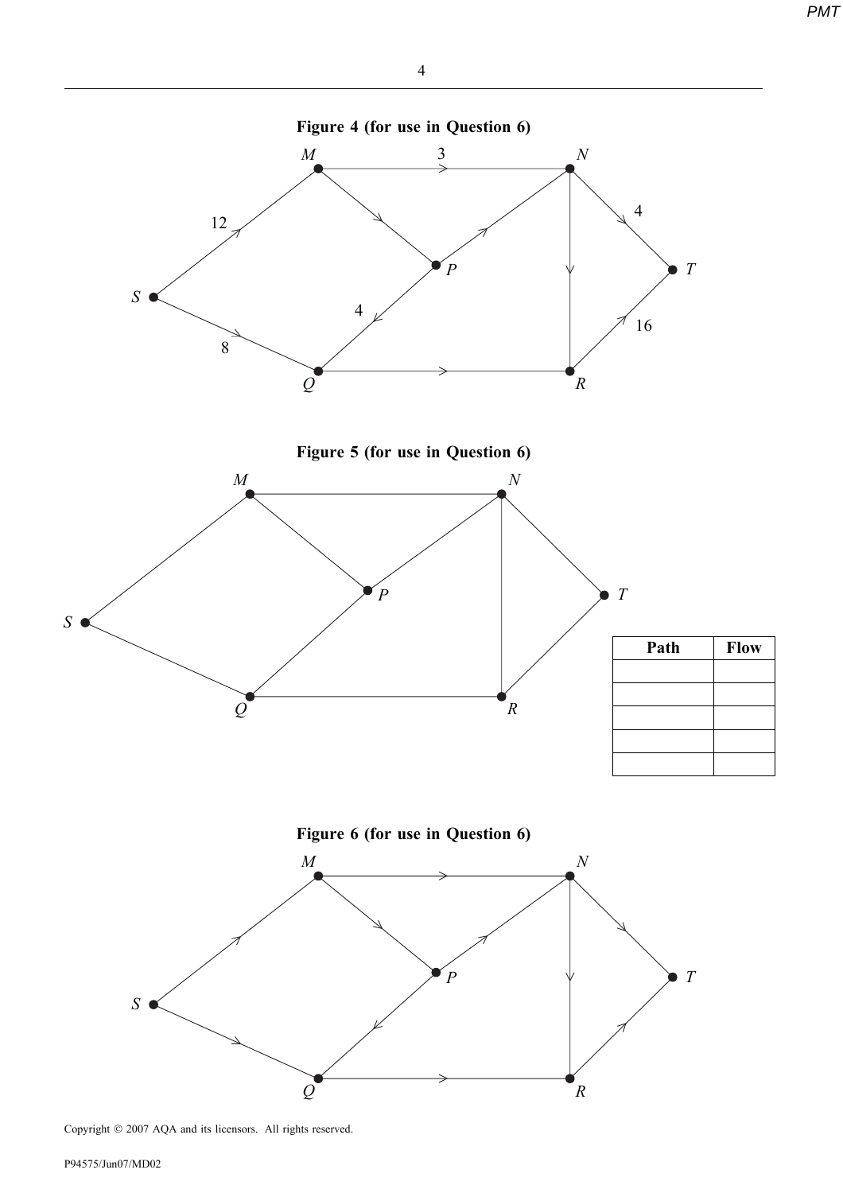**Figure 4 (for use in Question 6)**

M
N
P
T
S
Q
R
3
4
12
4
16
8

**Figure 5 (for use in Question 6)**

M
N
P
T
S
Q
R

| Path | Flow |
| --- | --- |
| | |
| | |
| | |
| | |
| | |

**Figure 6 (for use in Question 6)**

M
N
P
T
S
Q
R

Copyright © 2007 AQA and its licensors. All rights reserved.

P94575/Jun07/MD02